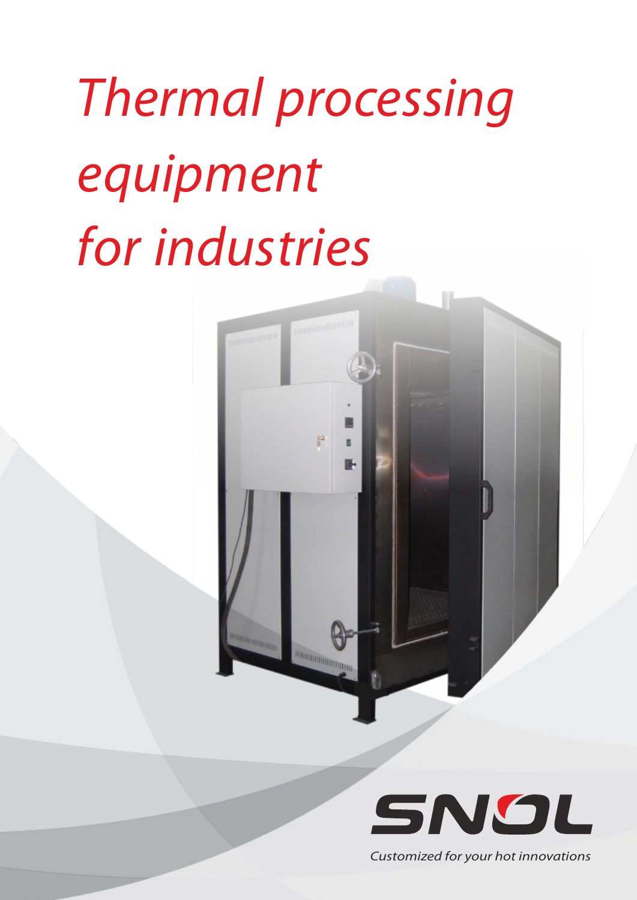# *Thermal processing equipment for industries*

SNOL

*Customized for your hot innovations*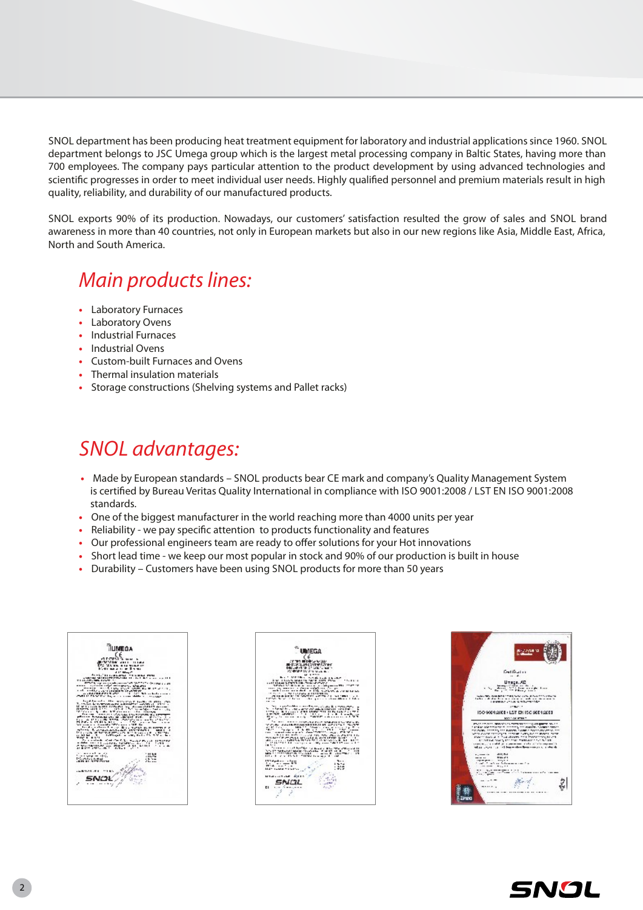SNOL department has been producing heat treatment equipment for laboratory and industrial applications since 1960. SNOL department belongs to JSC Umega group which is the largest metal processing company in Baltic States, having more than 700 employees. The company pays particular attention to the product development by using advanced technologies and scientific progresses in order to meet individual user needs. Highly qualified personnel and premium materials result in high quality, reliability, and durability of our manufactured products.

SNOL exports 90% of its production. Nowadays, our customers' satisfaction resulted the grow of sales and SNOL brand awareness in more than 40 countries, not only in European markets but also in our new regions like Asia, Middle East, Africa, North and South America.

## *Main products lines:*

- Laboratory Furnaces
- Laboratory Ovens
- Industrial Furnaces
- Industrial Ovens
- Custom-built Furnaces and Ovens
- Thermal insulation materials
- Storage constructions (Shelving systems and Pallet racks)

## *SNOL advantages:*

- Made by European standards – SNOL products bear CE mark and company's Quality Management System is certified by Bureau Veritas Quality International in compliance with ISO 9001:2008 / LST EN ISO 9001:2008 standards.
- One of the biggest manufacturer in the world reaching more than 4000 units per year
- Reliability - we pay specific attention to products functionality and features
- Our professional engineers team are ready to offer solutions for your Hot innovations
- Short lead time - we keep our most popular in stock and 90% of our production is built in house
- Durability – Customers have been using SNOL products for more than 50 years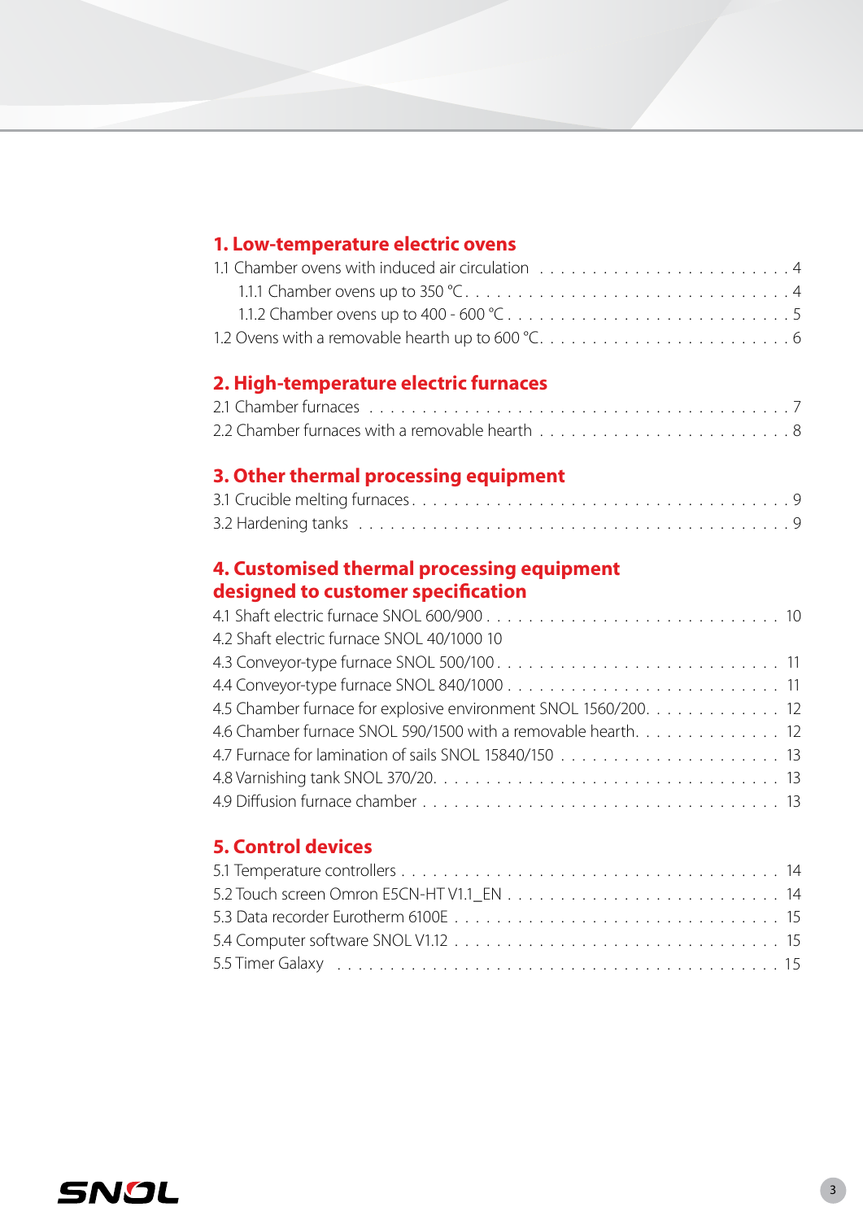## 1. Low-temperature electric ovens

1.1 Chamber ovens with induced air circulation . . . . . . . . . . . . . . . . . . . . . . . . . 4

1.1.1 Chamber ovens up to 350 °C . . . . . . . . . . . . . . . . . . . . . . . . . . . . . . . 4

1.1.2 Chamber ovens up to 400 - 600 °C . . . . . . . . . . . . . . . . . . . . . . . . . . . 5

1.2 Ovens with a removable hearth up to 600 °C. . . . . . . . . . . . . . . . . . . . . . . . 6

## 2. High-temperature electric furnaces

2.1 Chamber furnaces . . . . . . . . . . . . . . . . . . . . . . . . . . . . . . . . . . . . . . 7

2.2 Chamber furnaces with a removable hearth . . . . . . . . . . . . . . . . . . . . . . . . 8

## 3. Other thermal processing equipment

3.1 Crucible melting furnaces . . . . . . . . . . . . . . . . . . . . . . . . . . . . . . . . . 9

3.2 Hardening tanks . . . . . . . . . . . . . . . . . . . . . . . . . . . . . . . . . . . . . . 9

## 4. Customised thermal processing equipment designed to customer specification

4.1 Shaft electric furnace SNOL 600/900 . . . . . . . . . . . . . . . . . . . . . . . . . . . 10

4.2 Shaft electric furnace SNOL 40/1000 10

4.3 Conveyor-type furnace SNOL 500/100 . . . . . . . . . . . . . . . . . . . . . . . . . . 11

4.4 Conveyor-type furnace SNOL 840/1000 . . . . . . . . . . . . . . . . . . . . . . . . . 11

4.5 Chamber furnace for explosive environment SNOL 1560/200. . . . . . . . . . . . . . 12

4.6 Chamber furnace SNOL 590/1500 with a removable hearth. . . . . . . . . . . . . . . 12

4.7 Furnace for lamination of sails SNOL 15840/150 . . . . . . . . . . . . . . . . . . . . . 13

4.8 Varnishing tank SNOL 370/20. . . . . . . . . . . . . . . . . . . . . . . . . . . . . . . 13

4.9 Diffusion furnace chamber . . . . . . . . . . . . . . . . . . . . . . . . . . . . . . . . 13

## 5. Control devices

5.1 Temperature controllers . . . . . . . . . . . . . . . . . . . . . . . . . . . . . . . . . . 14

5.2 Touch screen Omron E5CN-HT V1.1_EN . . . . . . . . . . . . . . . . . . . . . . . . . 14

5.3 Data recorder Eurotherm 6100E . . . . . . . . . . . . . . . . . . . . . . . . . . . . . . 15

5.4 Computer software SNOL V1.12 . . . . . . . . . . . . . . . . . . . . . . . . . . . . . . 15

5.5 Timer Galaxy . . . . . . . . . . . . . . . . . . . . . . . . . . . . . . . . . . . . . . . . 15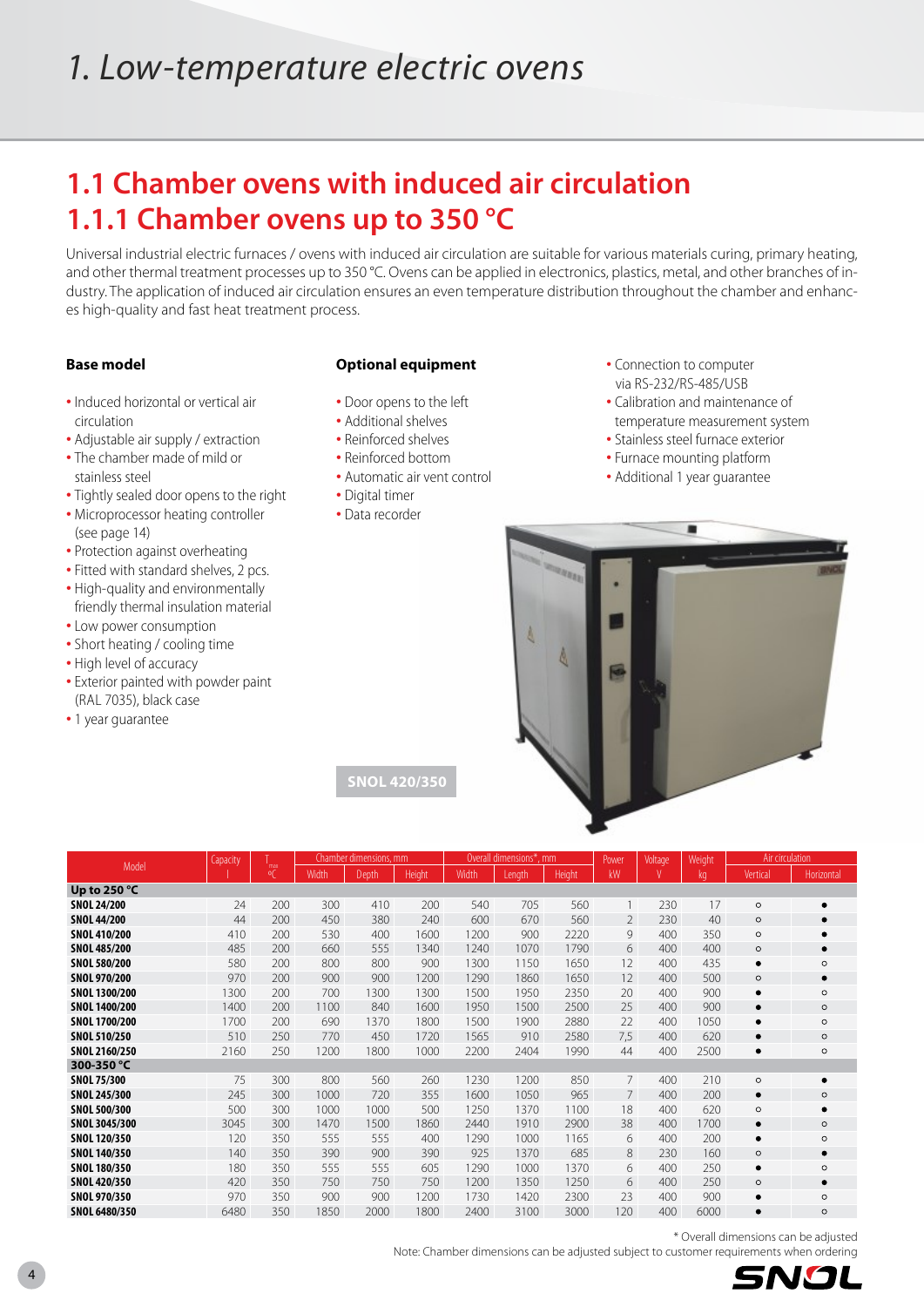# 1. Low-temperature electric ovens

## 1.1 Chamber ovens with induced air circulation

## 1.1.1 Chamber ovens up to 350 °C

Universal industrial electric furnaces / ovens with induced air circulation are suitable for various materials curing, primary heating, and other thermal treatment processes up to 350 °C. Ovens can be applied in electronics, plastics, metal, and other branches of industry. The application of induced air circulation ensures an even temperature distribution throughout the chamber and enhances high-quality and fast heat treatment process.

### Base model

- Induced horizontal or vertical air circulation
- Adjustable air supply / extraction
- The chamber made of mild or stainless steel
- Tightly sealed door opens to the right
- Microprocessor heating controller (see page 14)
- Protection against overheating
- Fitted with standard shelves, 2 pcs.
- High-quality and environmentally friendly thermal insulation material
- Low power consumption
- Short heating / cooling time
- High level of accuracy
- Exterior painted with powder paint (RAL 7035), black case
- 1 year guarantee

### Optional equipment

- Door opens to the left
- Additional shelves
- Reinforced shelves
- Reinforced bottom
- Automatic air vent control
- Digital timer
- Data recorder
- Connection to computer via RS-232/RS-485/USB
- Calibration and maintenance of temperature measurement system
- Stainless steel furnace exterior
- Furnace mounting platform
- Additional 1 year guarantee

SNOL 420/350

| Model | Capacity | $T_{max}$ | Chamber dimensions, mm | | | Overall dimensions*, mm | | | Power | Voltage | Weight | Air circulation | |
|---|---|---|---|---|---|---|---|---|---|---|---|---|---|
| | l | °C | Width | Depth | Height | Width | Length | Height | kW | V | kg | Vertical | Horizontal |
| **Up to 250 °C** | | | | | | | | | | | | | |
| **SNOL 24/200** | 24 | 200 | 300 | 410 | 200 | 540 | 705 | 560 | 1 | 230 | 17 | ○ | ● |
| **SNOL 44/200** | 44 | 200 | 450 | 380 | 240 | 600 | 670 | 560 | 2 | 230 | 40 | ○ | ● |
| **SNOL 410/200** | 410 | 200 | 530 | 400 | 1600 | 1200 | 900 | 2220 | 9 | 400 | 350 | ○ | ● |
| **SNOL 485/200** | 485 | 200 | 660 | 555 | 1340 | 1240 | 1070 | 1790 | 6 | 400 | 400 | ○ | ● |
| **SNOL 580/200** | 580 | 200 | 800 | 800 | 900 | 1300 | 1150 | 1650 | 12 | 400 | 435 | ● | ○ |
| **SNOL 970/200** | 970 | 200 | 900 | 900 | 1200 | 1290 | 1860 | 1650 | 12 | 400 | 500 | ○ | ● |
| **SNOL 1300/200** | 1300 | 200 | 700 | 1300 | 1300 | 1500 | 1950 | 2350 | 20 | 400 | 900 | ● | ○ |
| **SNOL 1400/200** | 1400 | 200 | 1100 | 840 | 1600 | 1950 | 1500 | 2500 | 25 | 400 | 900 | ● | ○ |
| **SNOL 1700/200** | 1700 | 200 | 690 | 1370 | 1800 | 1500 | 1900 | 2880 | 22 | 400 | 1050 | ● | ○ |
| **SNOL 510/250** | 510 | 250 | 770 | 450 | 1720 | 1565 | 910 | 2580 | 7,5 | 400 | 620 | ● | ○ |
| **SNOL 2160/250** | 2160 | 250 | 1200 | 1800 | 1000 | 2200 | 2404 | 1990 | 44 | 400 | 2500 | ● | ○ |
| **300-350 °C** | | | | | | | | | | | | | |
| **SNOL 75/300** | 75 | 300 | 800 | 560 | 260 | 1230 | 1200 | 850 | 7 | 400 | 210 | ○ | ● |
| **SNOL 245/300** | 245 | 300 | 1000 | 720 | 355 | 1600 | 1050 | 965 | 7 | 400 | 200 | ● | ○ |
| **SNOL 500/300** | 500 | 300 | 1000 | 1000 | 500 | 1250 | 1370 | 1100 | 18 | 400 | 620 | ○ | ● |
| **SNOL 3045/300** | 3045 | 300 | 1470 | 1500 | 1860 | 2440 | 1910 | 2900 | 38 | 400 | 1700 | ● | ○ |
| **SNOL 120/350** | 120 | 350 | 555 | 555 | 400 | 1290 | 1000 | 1165 | 6 | 400 | 200 | ● | ○ |
| **SNOL 140/350** | 140 | 350 | 390 | 900 | 390 | 925 | 1370 | 685 | 8 | 230 | 160 | ○ | ● |
| **SNOL 180/350** | 180 | 350 | 555 | 555 | 605 | 1290 | 1000 | 1370 | 6 | 400 | 250 | ● | ○ |
| **SNOL 420/350** | 420 | 350 | 750 | 750 | 750 | 1200 | 1350 | 1250 | 6 | 400 | 250 | ○ | ● |
| **SNOL 970/350** | 970 | 350 | 900 | 900 | 1200 | 1730 | 1420 | 2300 | 23 | 400 | 900 | ● | ○ |
| **SNOL 6480/350** | 6480 | 350 | 1850 | 2000 | 1800 | 2400 | 3100 | 3000 | 120 | 400 | 6000 | ● | ○ |

\* Overall dimensions can be adjusted

Note: Chamber dimensions can be adjusted subject to customer requirements when ordering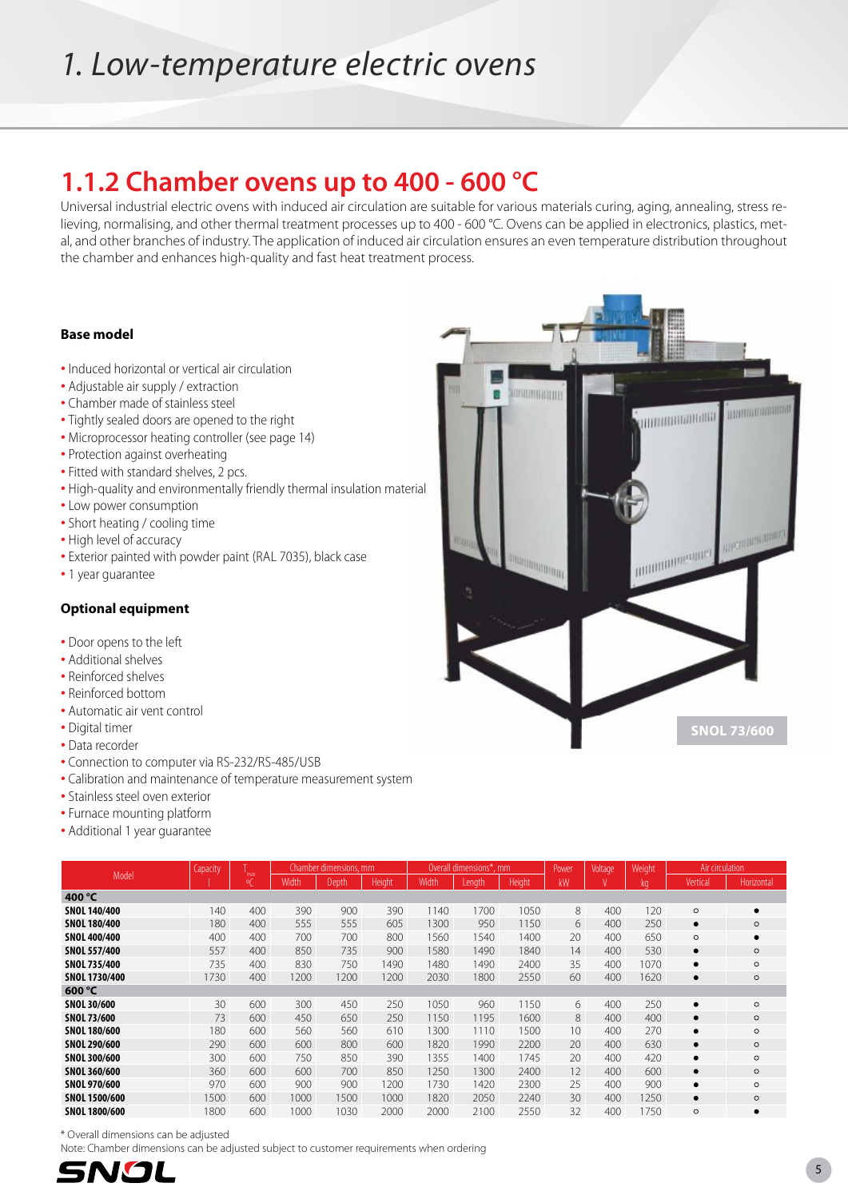# 1. Low-temperature electric ovens

## 1.1.2 Chamber ovens up to 400 - 600 °C

Universal industrial electric ovens with induced air circulation are suitable for various materials curing, aging, annealing, stress relieving, normalising, and other thermal treatment processes up to 400 - 600 °C. Ovens can be applied in electronics, plastics, metal, and other branches of industry. The application of induced air circulation ensures an even temperature distribution throughout the chamber and enhances high-quality and fast heat treatment process.

**Base model**

- Induced horizontal or vertical air circulation
- Adjustable air supply / extraction
- Chamber made of stainless steel
- Tightly sealed doors are opened to the right
- Microprocessor heating controller (see page 14)
- Protection against overheating
- Fitted with standard shelves, 2 pcs.
- High-quality and environmentally friendly thermal insulation material
- Low power consumption
- Short heating / cooling time
- High level of accuracy
- Exterior painted with powder paint (RAL 7035), black case
- 1 year guarantee

**Optional equipment**

- Door opens to the left
- Additional shelves
- Reinforced shelves
- Reinforced bottom
- Automatic air vent control
- Digital timer
- Data recorder
- Connection to computer via RS-232/RS-485/USB
- Calibration and maintenance of temperature measurement system
- Stainless steel oven exterior
- Furnace mounting platform
- Additional 1 year guarantee

SNOL 73/600

| Model | Capacity | $T_{max}$ | Chamber dimensions, mm | | | Overall dimensions*, mm | | | Power | Voltage | Weight | Air circulation | |
|---|---|---|---|---|---|---|---|---|---|---|---|---|---|
| | l | °C | Width | Depth | Height | Width | Length | Height | kW | V | kg | Vertical | Horizontal |
| **400 °C** | | | | | | | | | | | | | |
| **SNOL 140/400** | 140 | 400 | 390 | 900 | 390 | 1140 | 1700 | 1050 | 8 | 400 | 120 | ○ | ● |
| **SNOL 180/400** | 180 | 400 | 555 | 555 | 605 | 1300 | 950 | 1150 | 6 | 400 | 250 | ● | ○ |
| **SNOL 400/400** | 400 | 400 | 700 | 700 | 800 | 1560 | 1540 | 1400 | 20 | 400 | 650 | ○ | ● |
| **SNOL 557/400** | 557 | 400 | 850 | 735 | 900 | 1580 | 1490 | 1840 | 14 | 400 | 530 | ● | ○ |
| **SNOL 735/400** | 735 | 400 | 830 | 750 | 1490 | 1480 | 1490 | 2400 | 35 | 400 | 1070 | ● | ○ |
| **SNOL 1730/400** | 1730 | 400 | 1200 | 1200 | 1200 | 2030 | 1800 | 2550 | 60 | 400 | 1620 | ● | ○ |
| **600 °C** | | | | | | | | | | | | | |
| **SNOL 30/600** | 30 | 600 | 300 | 450 | 250 | 1050 | 960 | 1150 | 6 | 400 | 250 | ● | ○ |
| **SNOL 73/600** | 73 | 600 | 450 | 650 | 250 | 1150 | 1195 | 1600 | 8 | 400 | 400 | ● | ○ |
| **SNOL 180/600** | 180 | 600 | 560 | 560 | 610 | 1300 | 1110 | 1500 | 10 | 400 | 270 | ● | ○ |
| **SNOL 290/600** | 290 | 600 | 600 | 800 | 600 | 1820 | 1990 | 2200 | 20 | 400 | 630 | ● | ○ |
| **SNOL 300/600** | 300 | 600 | 750 | 850 | 390 | 1355 | 1400 | 1745 | 20 | 400 | 420 | ● | ○ |
| **SNOL 360/600** | 360 | 600 | 600 | 700 | 850 | 1250 | 1300 | 2400 | 12 | 400 | 600 | ● | ○ |
| **SNOL 970/600** | 970 | 600 | 900 | 900 | 1200 | 1730 | 1420 | 2300 | 25 | 400 | 900 | ● | ○ |
| **SNOL 1500/600** | 1500 | 600 | 1000 | 1500 | 1000 | 1820 | 2050 | 2240 | 30 | 400 | 1250 | ● | ○ |
| **SNOL 1800/600** | 1800 | 600 | 1000 | 1030 | 2000 | 2000 | 2100 | 2550 | 32 | 400 | 1750 | ○ | ● |

\* Overall dimensions can be adjusted

Note: Chamber dimensions can be adjusted subject to customer requirements when ordering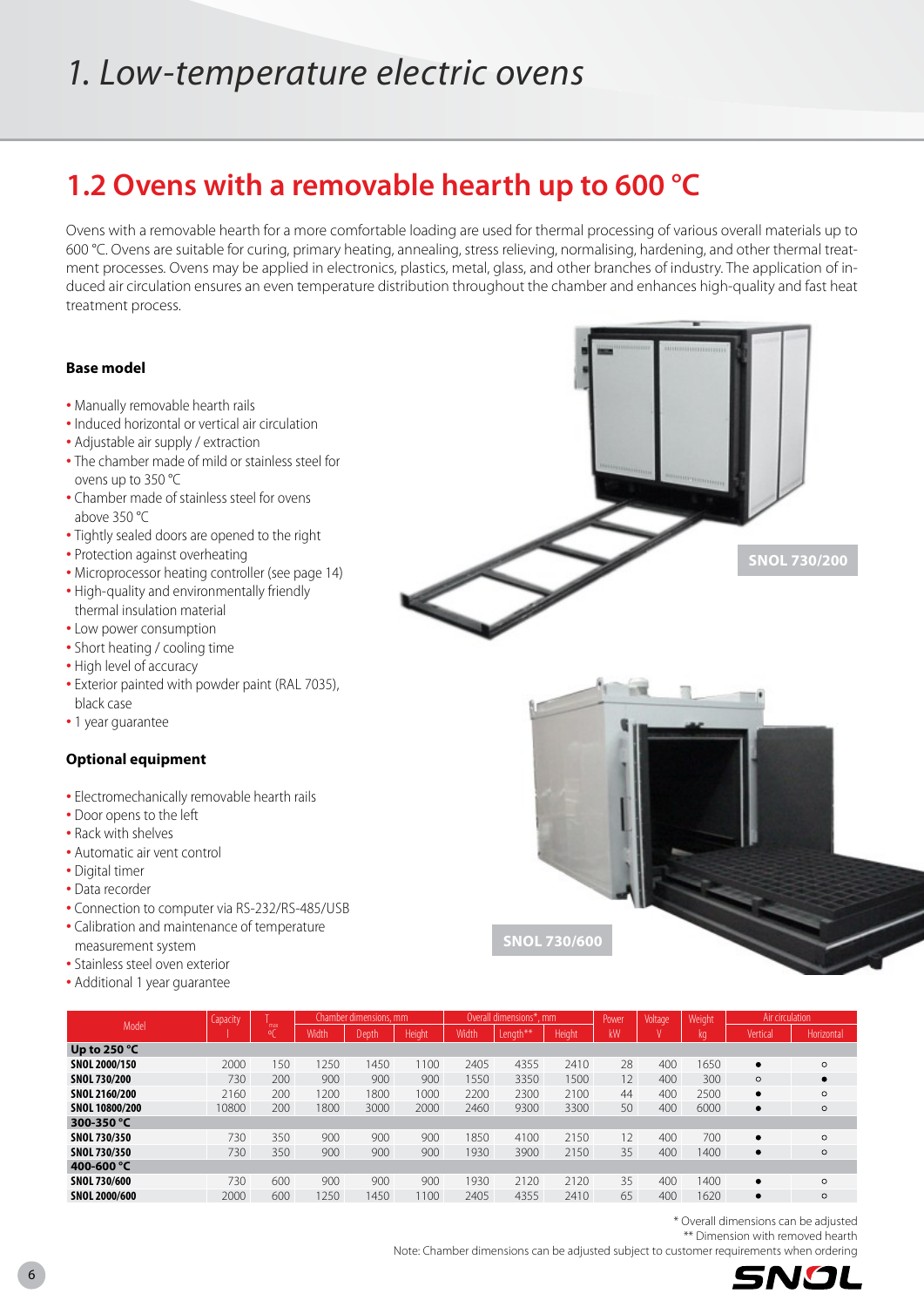# 1. Low-temperature electric ovens

## 1.2 Ovens with a removable hearth up to 600 °C

Ovens with a removable hearth for a more comfortable loading are used for thermal processing of various overall materials up to 600 °C. Ovens are suitable for curing, primary heating, annealing, stress relieving, normalising, hardening, and other thermal treatment processes. Ovens may be applied in electronics, plastics, metal, glass, and other branches of industry. The application of induced air circulation ensures an even temperature distribution throughout the chamber and enhances high-quality and fast heat treatment process.

### Base model

- Manually removable hearth rails
- Induced horizontal or vertical air circulation
- Adjustable air supply / extraction
- The chamber made of mild or stainless steel for ovens up to 350 °C
- Chamber made of stainless steel for ovens above 350 °C
- Tightly sealed doors are opened to the right
- Protection against overheating
- Microprocessor heating controller (see page 14)
- High-quality and environmentally friendly thermal insulation material
- Low power consumption
- Short heating / cooling time
- High level of accuracy
- Exterior painted with powder paint (RAL 7035), black case
- 1 year guarantee

SNOL 730/200

### Optional equipment

- Electromechanically removable hearth rails
- Door opens to the left
- Rack with shelves
- Automatic air vent control
- Digital timer
- Data recorder
- Connection to computer via RS-232/RS-485/USB
- Calibration and maintenance of temperature measurement system
- Stainless steel oven exterior
- Additional 1 year guarantee

SNOL 730/600

| Model | Capacity | $T_{max}$ | Chamber dimensions, mm | | | Overall dimensions*, mm | | | Power | Voltage | Weight | Air circulation | |
|---|---|---|---|---|---|---|---|---|---|---|---|---|---|
| | l | °C | Width | Depth | Height | Width | Length** | Height | kW | V | kg | Vertical | Horizontal |
| **Up to 250 °C** | | | | | | | | | | | | | |
| **SNOL 2000/150** | 2000 | 150 | 1250 | 1450 | 1100 | 2405 | 4355 | 2410 | 28 | 400 | 1650 | ● | ○ |
| **SNOL 730/200** | 730 | 200 | 900 | 900 | 900 | 1550 | 3350 | 1500 | 12 | 400 | 300 | ○ | ● |
| **SNOL 2160/200** | 2160 | 200 | 1200 | 1800 | 1000 | 2200 | 2300 | 2100 | 44 | 400 | 2500 | ● | ○ |
| **SNOL 10800/200** | 10800 | 200 | 1800 | 3000 | 2000 | 2460 | 9300 | 3300 | 50 | 400 | 6000 | ● | ○ |
| **300-350 °C** | | | | | | | | | | | | | |
| **SNOL 730/350** | 730 | 350 | 900 | 900 | 900 | 1850 | 4100 | 2150 | 12 | 400 | 700 | ● | ○ |
| **SNOL 730/350** | 730 | 350 | 900 | 900 | 900 | 1930 | 3900 | 2150 | 35 | 400 | 1400 | ● | ○ |
| **400-600 °C** | | | | | | | | | | | | | |
| **SNOL 730/600** | 730 | 600 | 900 | 900 | 900 | 1930 | 2120 | 2120 | 35 | 400 | 1400 | ● | ○ |
| **SNOL 2000/600** | 2000 | 600 | 1250 | 1450 | 1100 | 2405 | 4355 | 2410 | 65 | 400 | 1620 | ● | ○ |

\* Overall dimensions can be adjusted

\*\* Dimension with removed hearth

Note: Chamber dimensions can be adjusted subject to customer requirements when ordering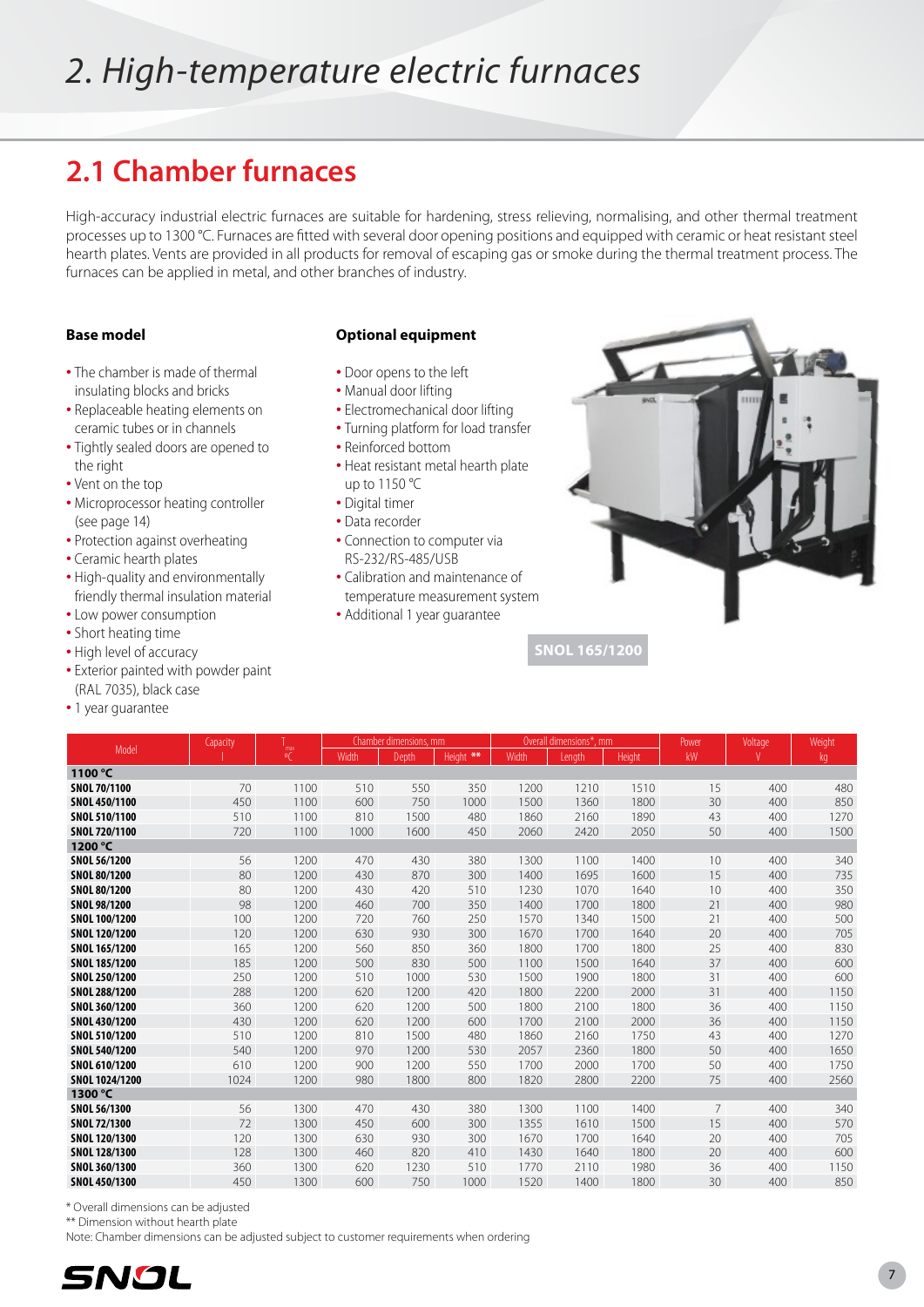# 2. High-temperature electric furnaces

## 2.1 Chamber furnaces

High-accuracy industrial electric furnaces are suitable for hardening, stress relieving, normalising, and other thermal treatment processes up to 1300 °C. Furnaces are fitted with several door opening positions and equipped with ceramic or heat resistant steel hearth plates. Vents are provided in all products for removal of escaping gas or smoke during the thermal treatment process. The furnaces can be applied in metal, and other branches of industry.

**Base model**

- The chamber is made of thermal insulating blocks and bricks
- Replaceable heating elements on ceramic tubes or in channels
- Tightly sealed doors are opened to the right
- Vent on the top
- Microprocessor heating controller (see page 14)
- Protection against overheating
- Ceramic hearth plates
- High-quality and environmentally friendly thermal insulation material
- Low power consumption
- Short heating time
- High level of accuracy
- Exterior painted with powder paint (RAL 7035), black case
- 1 year guarantee

**Optional equipment**

- Door opens to the left
- Manual door lifting
- Electromechanical door lifting
- Turning platform for load transfer
- Reinforced bottom
- Heat resistant metal hearth plate up to 1150 °C
- Digital timer
- Data recorder
- Connection to computer via RS-232/RS-485/USB
- Calibration and maintenance of temperature measurement system
- Additional 1 year guarantee

SNOL 165/1200

| Model | Capacity l | $T_{max}$ °C | Chamber dimensions, mm | | | Overall dimensions*, mm | | | Power kW | Voltage V | Weight kg |
|---|---|---|---|---|---|---|---|---|---|---|---|
| | | | Width | Depth | Height ** | Width | Length | Height | | | |
| **1100 °C** | | | | | | | | | | | |
| **SNOL 70/1100** | 70 | 1100 | 510 | 550 | 350 | 1200 | 1210 | 1510 | 15 | 400 | 480 |
| **SNOL 450/1100** | 450 | 1100 | 600 | 750 | 1000 | 1500 | 1360 | 1800 | 30 | 400 | 850 |
| **SNOL 510/1100** | 510 | 1100 | 810 | 1500 | 480 | 1860 | 2160 | 1890 | 43 | 400 | 1270 |
| **SNOL 720/1100** | 720 | 1100 | 1000 | 1600 | 450 | 2060 | 2420 | 2050 | 50 | 400 | 1500 |
| **1200 °C** | | | | | | | | | | | |
| **SNOL 56/1200** | 56 | 1200 | 470 | 430 | 380 | 1300 | 1100 | 1400 | 10 | 400 | 340 |
| **SNOL 80/1200** | 80 | 1200 | 430 | 870 | 300 | 1400 | 1695 | 1600 | 15 | 400 | 735 |
| **SNOL 80/1200** | 80 | 1200 | 430 | 420 | 510 | 1230 | 1070 | 1640 | 10 | 400 | 350 |
| **SNOL 98/1200** | 98 | 1200 | 460 | 700 | 350 | 1400 | 1700 | 1800 | 21 | 400 | 980 |
| **SNOL 100/1200** | 100 | 1200 | 720 | 760 | 250 | 1570 | 1340 | 1500 | 21 | 400 | 500 |
| **SNOL 120/1200** | 120 | 1200 | 630 | 930 | 300 | 1670 | 1700 | 1640 | 20 | 400 | 705 |
| **SNOL 165/1200** | 165 | 1200 | 560 | 850 | 360 | 1800 | 1700 | 1800 | 25 | 400 | 830 |
| **SNOL 185/1200** | 185 | 1200 | 500 | 830 | 500 | 1100 | 1500 | 1640 | 37 | 400 | 600 |
| **SNOL 250/1200** | 250 | 1200 | 510 | 1000 | 530 | 1500 | 1900 | 1800 | 31 | 400 | 600 |
| **SNOL 288/1200** | 288 | 1200 | 620 | 1200 | 420 | 1800 | 2200 | 2000 | 31 | 400 | 1150 |
| **SNOL 360/1200** | 360 | 1200 | 620 | 1200 | 500 | 1800 | 2100 | 1800 | 36 | 400 | 1150 |
| **SNOL 430/1200** | 430 | 1200 | 620 | 1200 | 600 | 1700 | 2100 | 2000 | 36 | 400 | 1150 |
| **SNOL 510/1200** | 510 | 1200 | 810 | 1500 | 480 | 1860 | 2160 | 1750 | 43 | 400 | 1270 |
| **SNOL 540/1200** | 540 | 1200 | 970 | 1200 | 530 | 2057 | 2360 | 1800 | 50 | 400 | 1650 |
| **SNOL 610/1200** | 610 | 1200 | 900 | 1200 | 550 | 1700 | 2000 | 1700 | 50 | 400 | 1750 |
| **SNOL 1024/1200** | 1024 | 1200 | 980 | 1800 | 800 | 1820 | 2800 | 2200 | 75 | 400 | 2560 |
| **1300 °C** | | | | | | | | | | | |
| **SNOL 56/1300** | 56 | 1300 | 470 | 430 | 380 | 1300 | 1100 | 1400 | 7 | 400 | 340 |
| **SNOL 72/1300** | 72 | 1300 | 450 | 600 | 300 | 1355 | 1610 | 1500 | 15 | 400 | 570 |
| **SNOL 120/1300** | 120 | 1300 | 630 | 930 | 300 | 1670 | 1700 | 1640 | 20 | 400 | 705 |
| **SNOL 128/1300** | 128 | 1300 | 460 | 820 | 410 | 1430 | 1640 | 1800 | 20 | 400 | 600 |
| **SNOL 360/1300** | 360 | 1300 | 620 | 1230 | 510 | 1770 | 2110 | 1980 | 36 | 400 | 1150 |
| **SNOL 450/1300** | 450 | 1300 | 600 | 750 | 1000 | 1520 | 1400 | 1800 | 30 | 400 | 850 |

\* Overall dimensions can be adjusted

\** Dimension without hearth plate

Note: Chamber dimensions can be adjusted subject to customer requirements when ordering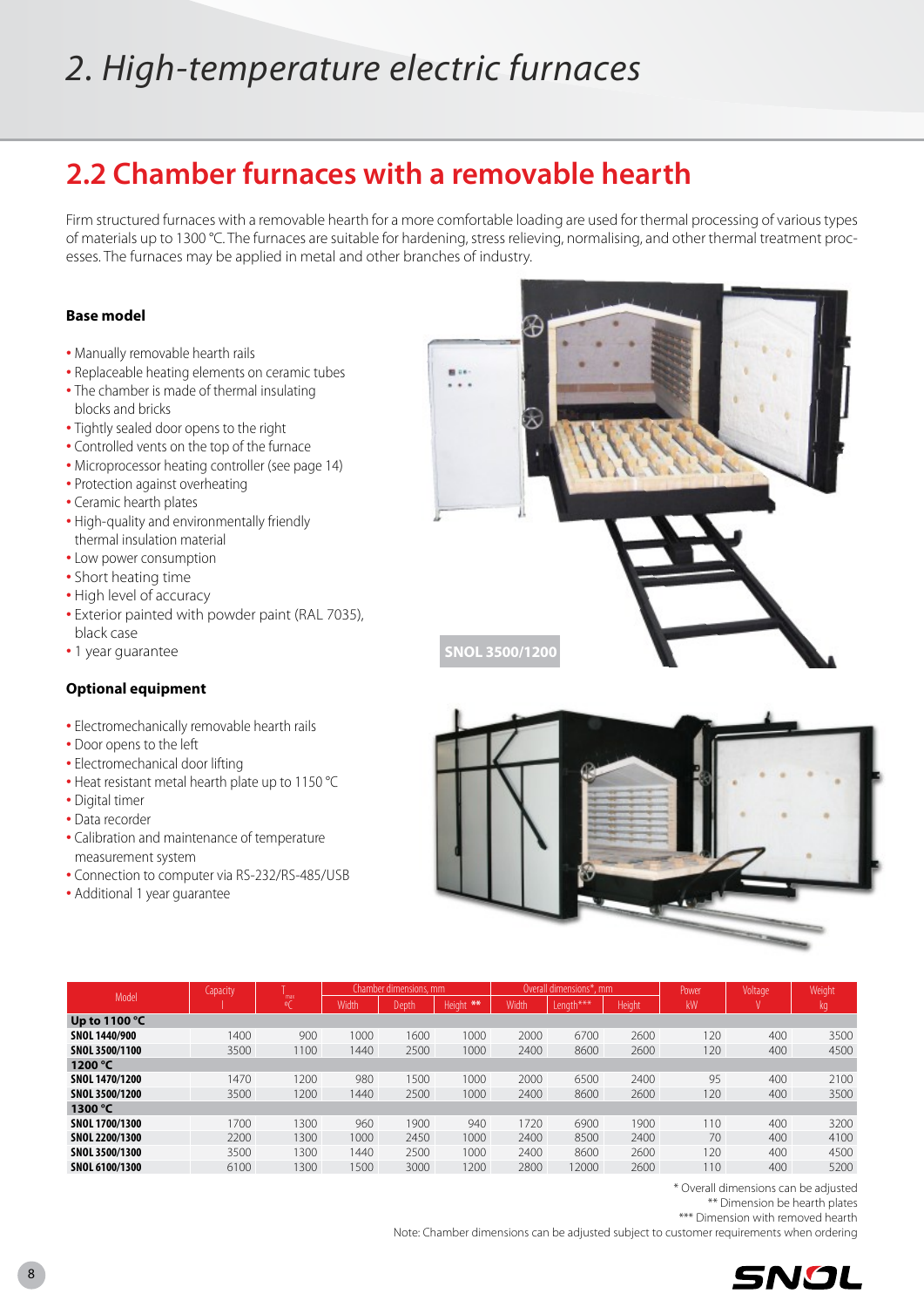# 2. High-temperature electric furnaces

## 2.2 Chamber furnaces with a removable hearth

Firm structured furnaces with a removable hearth for a more comfortable loading are used for thermal processing of various types of materials up to 1300 °C. The furnaces are suitable for hardening, stress relieving, normalising, and other thermal treatment processes. The furnaces may be applied in metal and other branches of industry.

### Base model

- Manually removable hearth rails
- Replaceable heating elements on ceramic tubes
- The chamber is made of thermal insulating blocks and bricks
- Tightly sealed door opens to the right
- Controlled vents on the top of the furnace
- Microprocessor heating controller (see page 14)
- Protection against overheating
- Ceramic hearth plates
- High-quality and environmentally friendly thermal insulation material
- Low power consumption
- Short heating time
- High level of accuracy
- Exterior painted with powder paint (RAL 7035), black case
- 1 year guarantee

SNOL 3500/1200

### Optional equipment

- Electromechanically removable hearth rails
- Door opens to the left
- Electromechanical door lifting
- Heat resistant metal hearth plate up to 1150 °C
- Digital timer
- Data recorder
- Calibration and maintenance of temperature measurement system
- Connection to computer via RS-232/RS-485/USB
- Additional 1 year guarantee

| Model | Capacity | $T_{max}$ | Chamber dimensions, mm | | | Overall dimensions*, mm | | | Power | Voltage | Weight |
|---|---|---|---|---|---|---|---|---|---|---|---|
| | l | °C | Width | Depth | Height ** | Width | Length*** | Height | kW | V | kg |
| **Up to 1100 °C** | | | | | | | | | | | |
| **SNOL 1440/900** | 1400 | 900 | 1000 | 1600 | 1000 | 2000 | 6700 | 2600 | 120 | 400 | 3500 |
| **SNOL 3500/1100** | 3500 | 1100 | 1440 | 2500 | 1000 | 2400 | 8600 | 2600 | 120 | 400 | 4500 |
| **1200 °C** | | | | | | | | | | | |
| **SNOL 1470/1200** | 1470 | 1200 | 980 | 1500 | 1000 | 2000 | 6500 | 2400 | 95 | 400 | 2100 |
| **SNOL 3500/1200** | 3500 | 1200 | 1440 | 2500 | 1000 | 2400 | 8600 | 2600 | 120 | 400 | 3500 |
| **1300 °C** | | | | | | | | | | | |
| **SNOL 1700/1300** | 1700 | 1300 | 960 | 1900 | 940 | 1720 | 6900 | 1900 | 110 | 400 | 3200 |
| **SNOL 2200/1300** | 2200 | 1300 | 1000 | 2450 | 1000 | 2400 | 8500 | 2400 | 70 | 400 | 4100 |
| **SNOL 3500/1300** | 3500 | 1300 | 1440 | 2500 | 1000 | 2400 | 8600 | 2600 | 120 | 400 | 4500 |
| **SNOL 6100/1300** | 6100 | 1300 | 1500 | 3000 | 1200 | 2800 | 12000 | 2600 | 110 | 400 | 5200 |

\* Overall dimensions can be adjusted
** Dimension be hearth plates
*** Dimension with removed hearth
Note: Chamber dimensions can be adjusted subject to customer requirements when ordering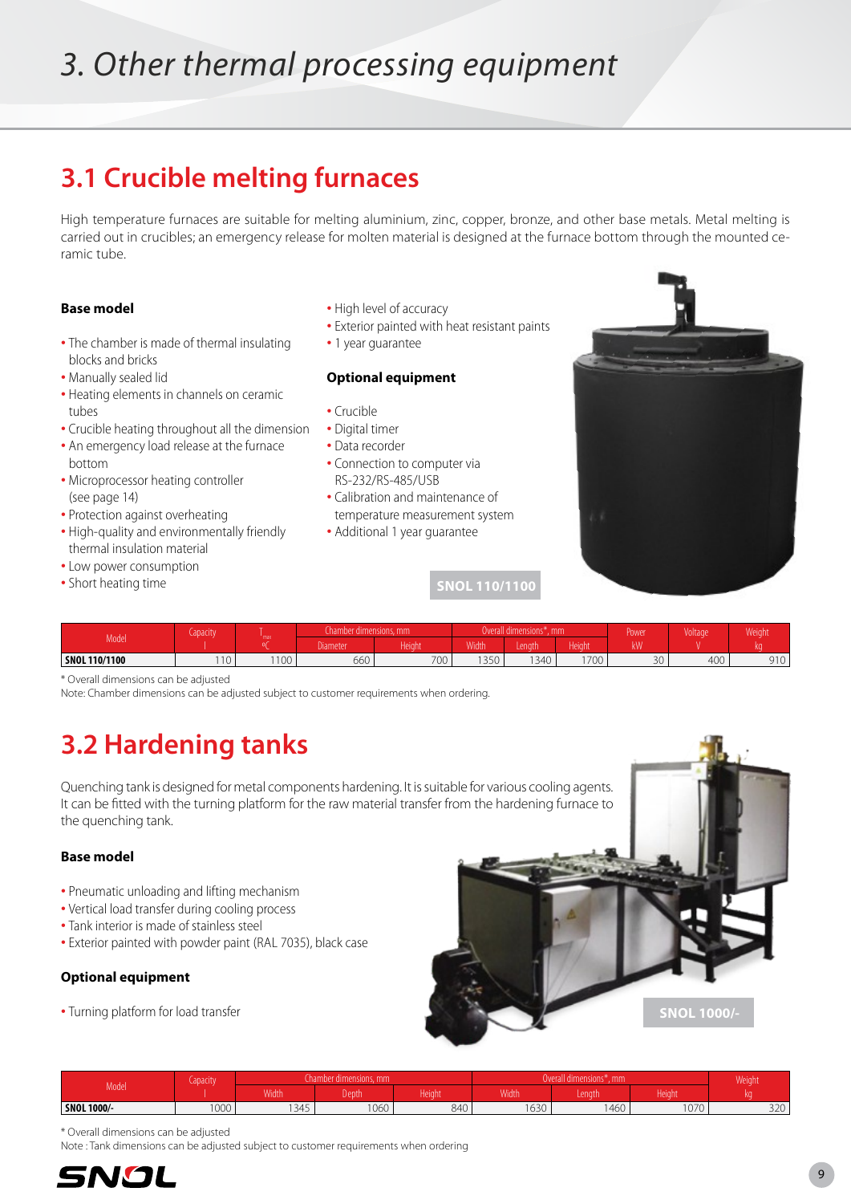# 3. Other thermal processing equipment

## 3.1 Crucible melting furnaces

High temperature furnaces are suitable for melting aluminium, zinc, copper, bronze, and other base metals. Metal melting is carried out in crucibles; an emergency release for molten material is designed at the furnace bottom through the mounted ceramic tube.

### Base model

- The chamber is made of thermal insulating blocks and bricks
- Manually sealed lid
- Heating elements in channels on ceramic tubes
- Crucible heating throughout all the dimension
- An emergency load release at the furnace bottom
- Microprocessor heating controller (see page 14)
- Protection against overheating
- High-quality and environmentally friendly thermal insulation material
- Low power consumption
- Short heating time
- High level of accuracy
- Exterior painted with heat resistant paints
- 1 year guarantee

### Optional equipment

- Crucible
- Digital timer
- Data recorder
- Connection to computer via RS-232/RS-485/USB
- Calibration and maintenance of temperature measurement system
- Additional 1 year guarantee

SNOL 110/1100

| Model | Capacity | $T_{max}$ | Chamber dimensions, mm | | Overall dimensions*, mm | | | Power | Voltage | Weight |
|---|---|---|---|---|---|---|---|---|---|---|
| | l | °C | Diameter | Height | Width | Length | Height | kW | V | kg |
| **SNOL 110/1100** | 110 | 1100 | 660 | 700 | 1350 | 1340 | 1700 | 30 | 400 | 910 |

\* Overall dimensions can be adjusted
Note: Chamber dimensions can be adjusted subject to customer requirements when ordering.

## 3.2 Hardening tanks

Quenching tank is designed for metal components hardening. It is suitable for various cooling agents. It can be fitted with the turning platform for the raw material transfer from the hardening furnace to the quenching tank.

### Base model

- Pneumatic unloading and lifting mechanism
- Vertical load transfer during cooling process
- Tank interior is made of stainless steel
- Exterior painted with powder paint (RAL 7035), black case

### Optional equipment

- Turning platform for load transfer

SNOL 1000/-

| Model | Capacity | Chamber dimensions, mm | | | Overall dimensions*, mm | | | Weight |
|---|---|---|---|---|---|---|---|---|
| | l | Width | Depth | Height | Width | Length | Height | kg |
| **SNOL 1000/-** | 1000 | 1345 | 1060 | 840 | 1630 | 1460 | 1070 | 320 |

\* Overall dimensions can be adjusted
Note : Tank dimensions can be adjusted subject to customer requirements when ordering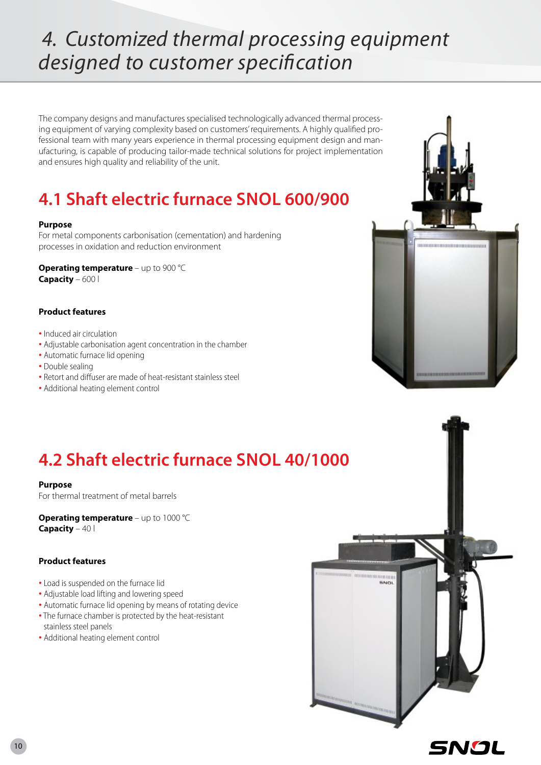# 4. Customized thermal processing equipment designed to customer specification

The company designs and manufactures specialised technologically advanced thermal processing equipment of varying complexity based on customers' requirements. A highly qualified professional team with many years experience in thermal processing equipment design and manufacturing, is capable of producing tailor-made technical solutions for project implementation and ensures high quality and reliability of the unit.

## 4.1 Shaft electric furnace SNOL 600/900

**Purpose**
For metal components carbonisation (cementation) and hardening processes in oxidation and reduction environment

**Operating temperature** – up to 900 °C
**Capacity** – 600 l

**Product features**

- Induced air circulation
- Adjustable carbonisation agent concentration in the chamber
- Automatic furnace lid opening
- Double sealing
- Retort and diffuser are made of heat-resistant stainless steel
- Additional heating element control

## 4.2 Shaft electric furnace SNOL 40/1000

**Purpose**
For thermal treatment of metal barrels

**Operating temperature** – up to 1000 °C
**Capacity** – 40 l

**Product features**

- Load is suspended on the furnace lid
- Adjustable load lifting and lowering speed
- Automatic furnace lid opening by means of rotating device
- The furnace chamber is protected by the heat-resistant stainless steel panels
- Additional heating element control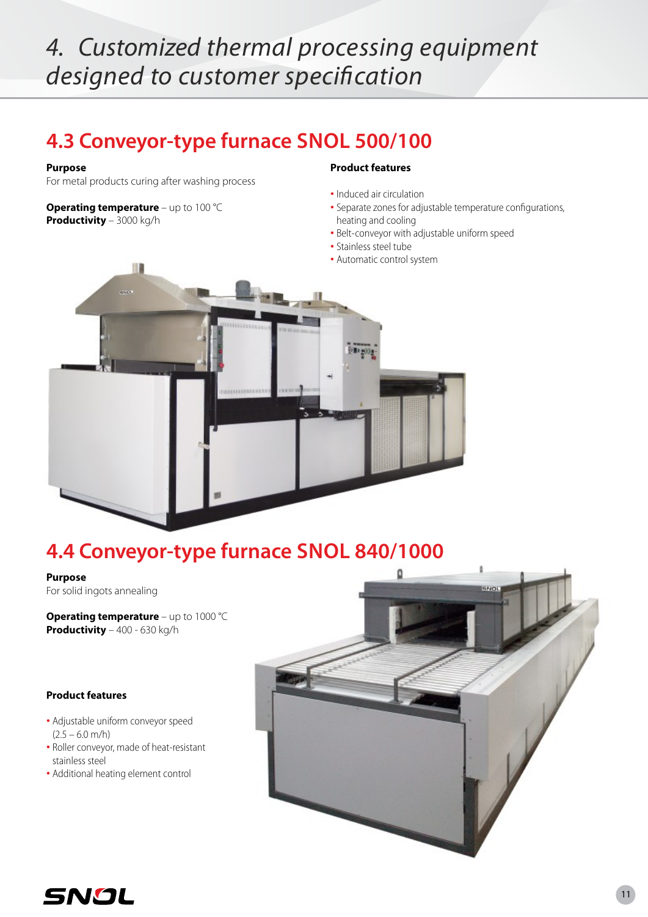# 4. Customized thermal processing equipment designed to customer specification

## 4.3 Conveyor-type furnace SNOL 500/100

**Purpose**
For metal products curing after washing process

**Operating temperature** – up to 100 °C
**Productivity** – 3000 kg/h

**Product features**

- Induced air circulation
- Separate zones for adjustable temperature configurations, heating and cooling
- Belt-conveyor with adjustable uniform speed
- Stainless steel tube
- Automatic control system

## 4.4 Conveyor-type furnace SNOL 840/1000

**Purpose**
For solid ingots annealing

**Operating temperature** – up to 1000 °C
**Productivity** – 400 - 630 kg/h

**Product features**

- Adjustable uniform conveyor speed (2.5 – 6.0 m/h)
- Roller conveyor, made of heat-resistant stainless steel
- Additional heating element control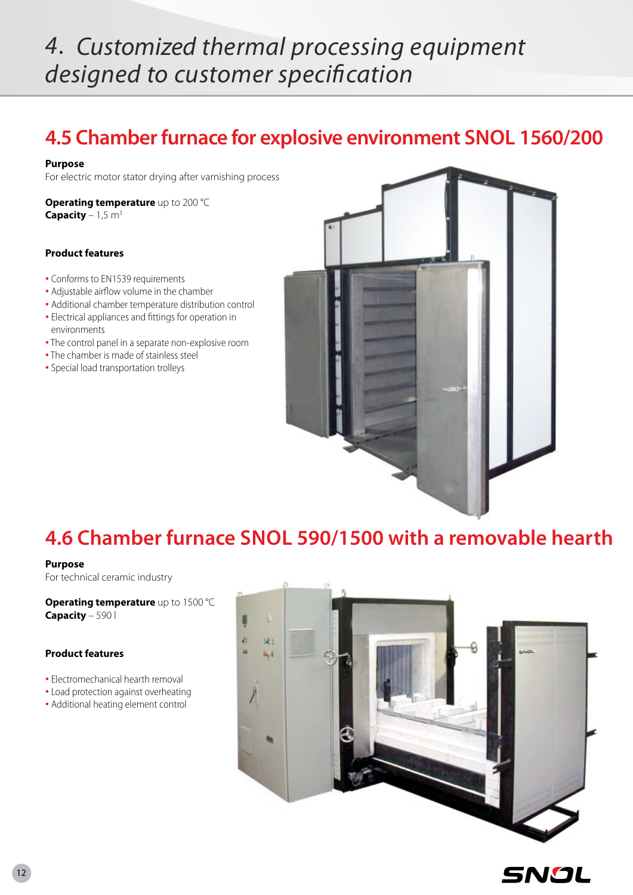# 4. Customized thermal processing equipment designed to customer specification

## 4.5 Chamber furnace for explosive environment SNOL 1560/200

**Purpose**
For electric motor stator drying after varnishing process

**Operating temperature** up to 200 °C
**Capacity** – 1,5 m$^3$

**Product features**

- Conforms to EN1539 requirements
- Adjustable airflow volume in the chamber
- Additional chamber temperature distribution control
- Electrical appliances and fittings for operation in environments
- The control panel in a separate non-explosive room
- The chamber is made of stainless steel
- Special load transportation trolleys

## 4.6 Chamber furnace SNOL 590/1500 with a removable hearth

**Purpose**
For technical ceramic industry

**Operating temperature** up to 1500 °C
**Capacity** – 590 l

**Product features**

- Electromechanical hearth removal
- Load protection against overheating
- Additional heating element control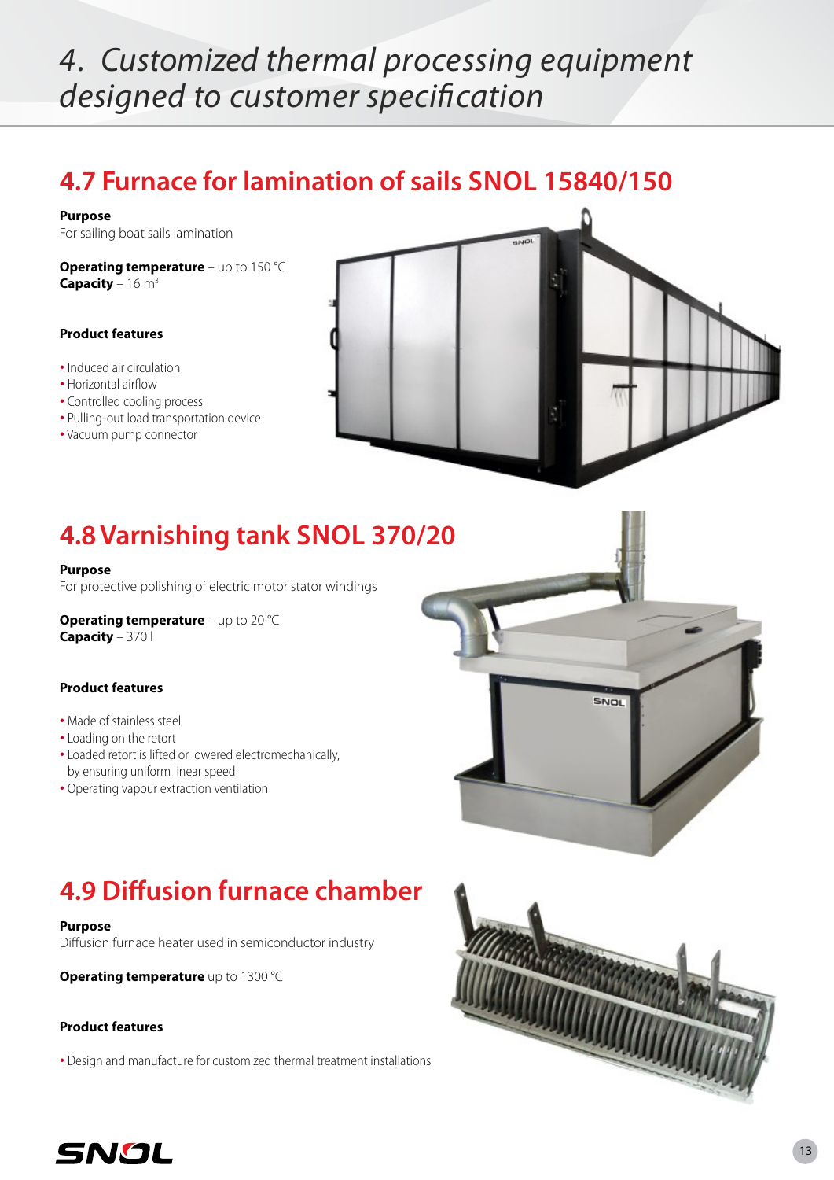# 4. Customized thermal processing equipment designed to customer specification

## 4.7 Furnace for lamination of sails SNOL 15840/150

**Purpose**
For sailing boat sails lamination

**Operating temperature** – up to 150 °C
**Capacity** – 16 m$^3$

**Product features**

- Induced air circulation
- Horizontal airflow
- Controlled cooling process
- Pulling-out load transportation device
- Vacuum pump connector

## 4.8 Varnishing tank SNOL 370/20

**Purpose**
For protective polishing of electric motor stator windings

**Operating temperature** – up to 20 °C
**Capacity** – 370 l

**Product features**

- Made of stainless steel
- Loading on the retort
- Loaded retort is lifted or lowered electromechanically, by ensuring uniform linear speed
- Operating vapour extraction ventilation

## 4.9 Diffusion furnace chamber

**Purpose**
Diffusion furnace heater used in semiconductor industry

**Operating temperature** up to 1300 °C

**Product features**

- Design and manufacture for customized thermal treatment installations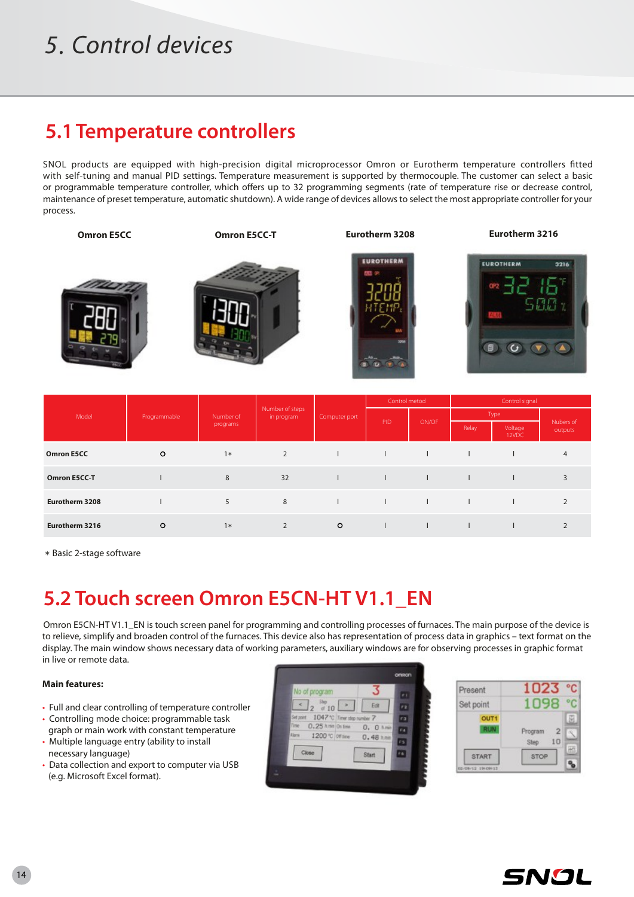# 5. Control devices

## 5.1 Temperature controllers

SNOL products are equipped with high-precision digital microprocessor Omron or Eurotherm temperature controllers fitted with self-tuning and manual PID settings. Temperature measurement is supported by thermocouple. The customer can select a basic or programmable temperature controller, which offers up to 32 programming segments (rate of temperature rise or decrease control, maintenance of preset temperature, automatic shutdown). A wide range of devices allows to select the most appropriate controller for your process.

Omron E5CC | Omron E5CC-T | Eurotherm 3208 | Eurotherm 3216

| Model | Programmable | Number of programs | Number of steps in program | Computer port | Control metod | | Control signal | | |
|---|---|---|---|---|---|---|---|---|---|
| | | | | | PID | ON/OF | Type | | Nubers of outputs |
| | | | | | | | Relay | Voltage 12VDC | |
| **Omron E5CC** | O | 1* | 2 | I | I | I | I | I | 4 |
| **Omron E5CC-T** | I | 8 | 32 | I | I | I | I | I | 3 |
| **Eurotherm 3208** | I | 5 | 8 | I | I | I | I | I | 2 |
| **Eurotherm 3216** | O | 1* | 2 | O | I | I | I | I | 2 |

* Basic 2-stage software

## 5.2 Touch screen Omron E5CN-HT V1.1_EN

Omron E5CN-HT V1.1_EN is touch screen panel for programming and controlling processes of furnaces. The main purpose of the device is to relieve, simplify and broaden control of the furnaces. This device also has representation of process data in graphics – text format on the display. The main window shows necessary data of working parameters, auxiliary windows are for observing processes in graphic format in live or remote data.

**Main features:**

- Full and clear controlling of temperature controller
- Controlling mode choice: programmable task graph or main work with constant temperature
- Multiple language entry (ability to install necessary language)
- Data collection and export to computer via USB (e.g. Microsoft Excel format).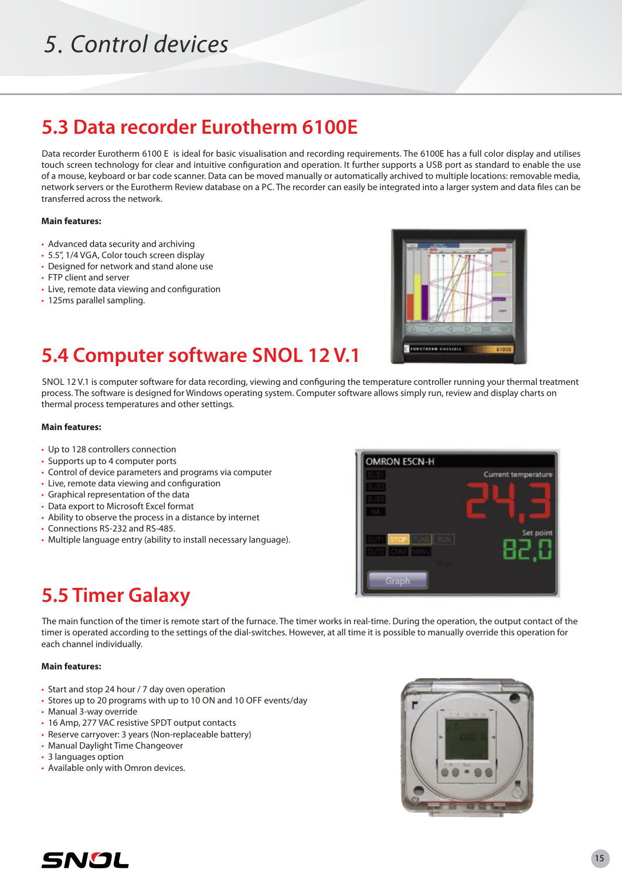# 5. Control devices

## 5.3 Data recorder Eurotherm 6100E

Data recorder Eurotherm 6100 E is ideal for basic visualisation and recording requirements. The 6100E has a full color display and utilises touch screen technology for clear and intuitive configuration and operation. It further supports a USB port as standard to enable the use of a mouse, keyboard or bar code scanner. Data can be moved manually or automatically archived to multiple locations: removable media, network servers or the Eurotherm Review database on a PC. The recorder can easily be integrated into a larger system and data files can be transferred across the network.

**Main features:**

- Advanced data security and archiving
- 5.5", 1/4 VGA, Color touch screen display
- Designed for network and stand alone use
- FTP client and server
- Live, remote data viewing and configuration
- 125ms parallel sampling.

## 5.4 Computer software SNOL 12 V.1

SNOL 12 V.1 is computer software for data recording, viewing and configuring the temperature controller running your thermal treatment process. The software is designed for Windows operating system. Computer software allows simply run, review and display charts on thermal process temperatures and other settings.

**Main features:**

- Up to 128 controllers connection
- Supports up to 4 computer ports
- Control of device parameters and programs via computer
- Live, remote data viewing and configuration
- Graphical representation of the data
- Data export to Microsoft Excel format
- Ability to observe the process in a distance by internet
- Connections RS-232 and RS-485.
- Multiple language entry (ability to install necessary language).

## 5.5 Timer Galaxy

The main function of the timer is remote start of the furnace. The timer works in real-time. During the operation, the output contact of the timer is operated according to the settings of the dial-switches. However, at all time it is possible to manually override this operation for each channel individually.

**Main features:**

- Start and stop 24 hour / 7 day oven operation
- Stores up to 20 programs with up to 10 ON and 10 OFF events/day
- Manual 3-way override
- 16 Amp, 277 VAC resistive SPDT output contacts
- Reserve carryover: 3 years (Non-replaceable battery)
- Manual Daylight Time Changeover
- 3 languages option
- Available only with Omron devices.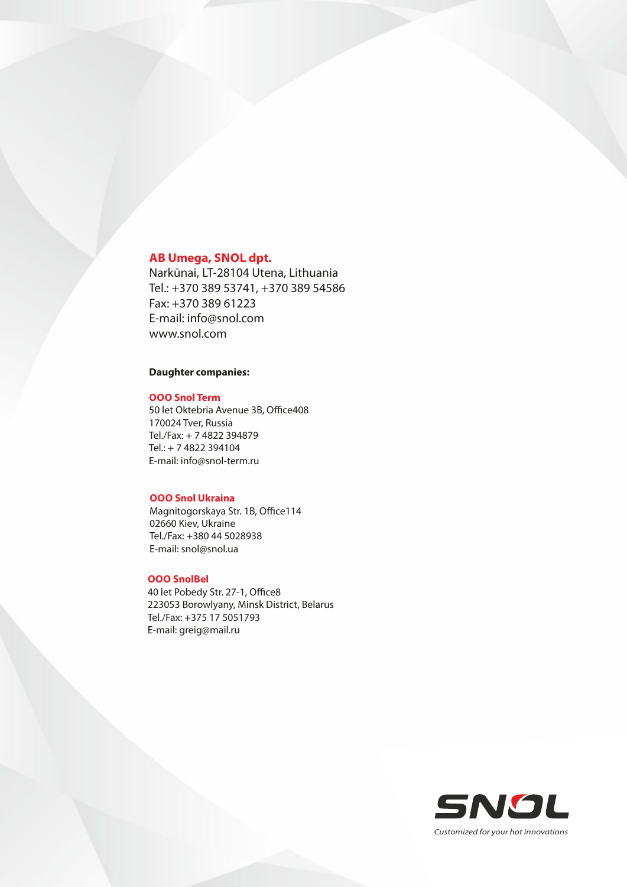**AB Umega, SNOL dpt.**
Narkūnai, LT-28104 Utena, Lithuania
Tel.: +370 389 53741, +370 389 54586
Fax: +370 389 61223
E-mail: info@snol.com
www.snol.com

**Daughter companies:**

**OOO Snol Term**
50 let Oktebria Avenue 3B, Office408
170024 Tver, Russia
Tel./Fax: + 7 4822 394879
Tel.: + 7 4822 394104
E-mail: info@snol-term.ru

**OOO Snol Ukraina**
Magnitogorskaya Str. 1B, Office114
02660 Kiev, Ukraine
Tel./Fax: +380 44 5028938
E-mail: snol@snol.ua

**OOO SnolBel**
40 let Pobedy Str. 27-1, Office8
223053 Borowlyany, Minsk District, Belarus
Tel./Fax: +375 17 5051793
E-mail: greig@mail.ru

SNOL
*Customized for your hot innovations*